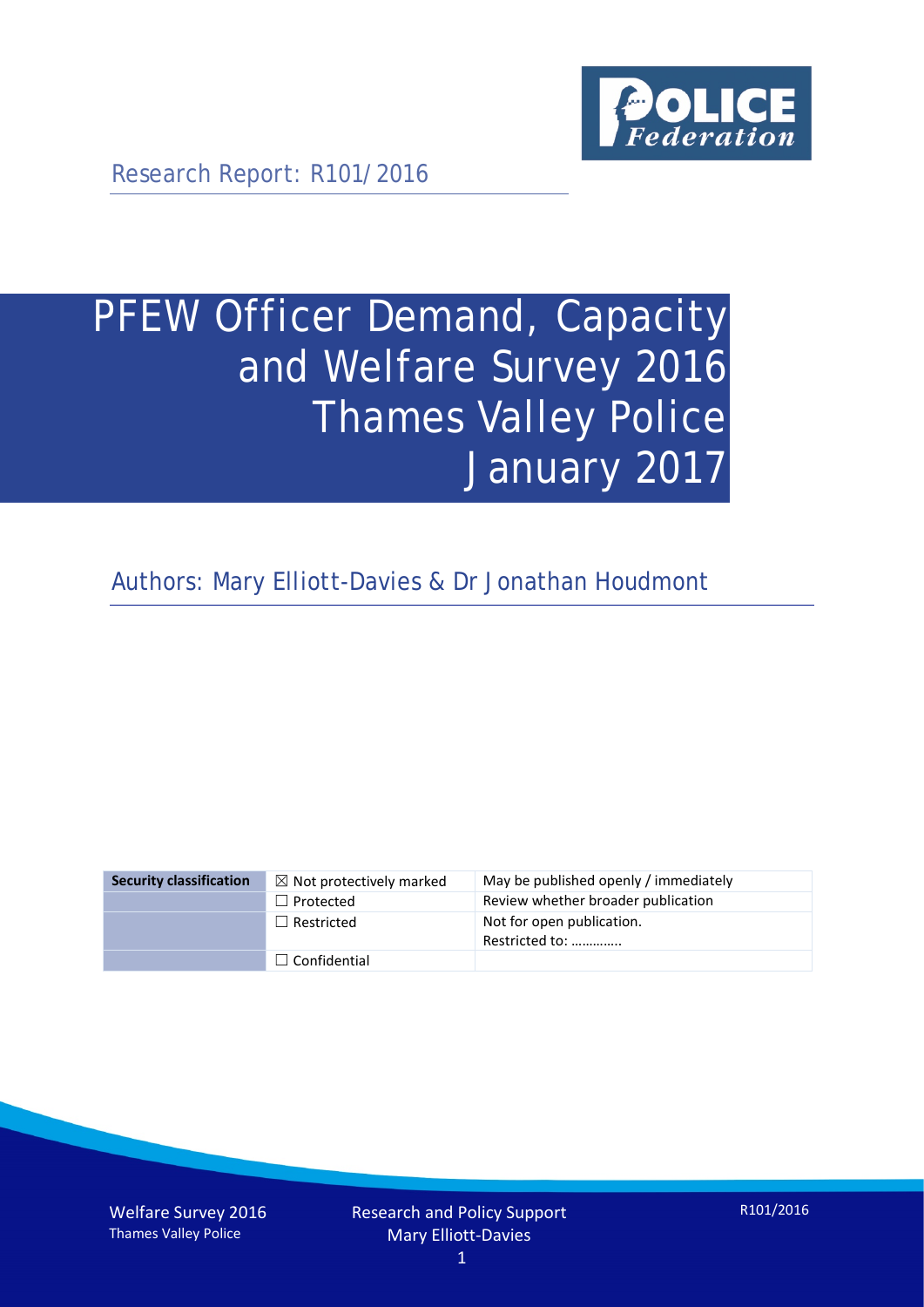Research Report: R101/2016

# PFEW Officer Demand, Capacity and Welfare Survey 2016 Thames Valley Police January 2017

Authors: Mary Elliott-Davies & Dr Jonathan Houdmont

| Security classification | ☒ Not protectively marked | May be published openly / immediately |
| --- | --- | --- |
| | ☐ Protected | Review whether broader publication |
| | ☐ Restricted | Not for open publication. Restricted to: ………….. |
| | ☐ Confidential | |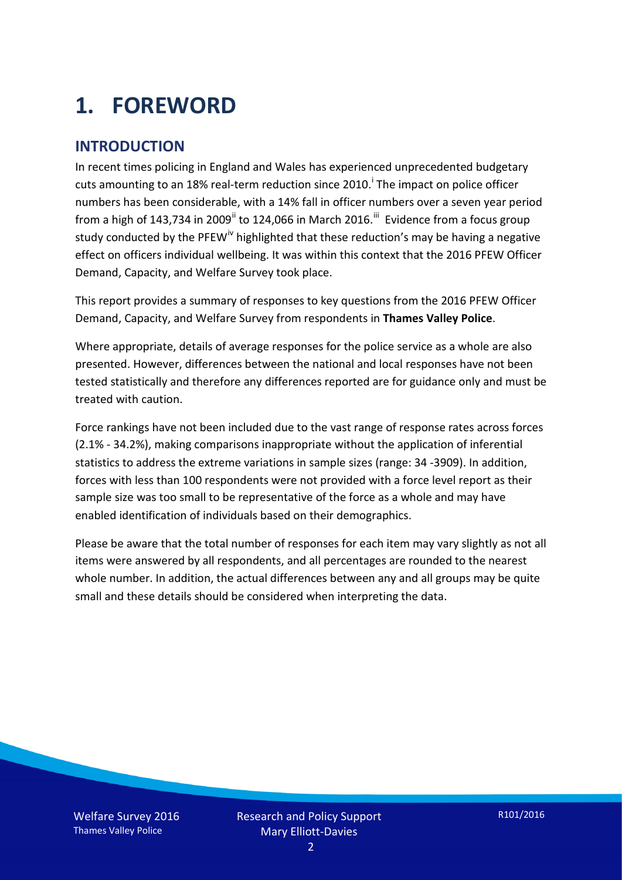# 1. FOREWORD

## INTRODUCTION

In recent times policing in England and Wales has experienced unprecedented budgetary cuts amounting to an 18% real-term reduction since 2010.[i] The impact on police officer numbers has been considerable, with a 14% fall in officer numbers over a seven year period from a high of 143,734 in 2009[ii] to 124,066 in March 2016.[iii] Evidence from a focus group study conducted by the PFEW[iv] highlighted that these reduction's may be having a negative effect on officers individual wellbeing. It was within this context that the 2016 PFEW Officer Demand, Capacity, and Welfare Survey took place.

This report provides a summary of responses to key questions from the 2016 PFEW Officer Demand, Capacity, and Welfare Survey from respondents in **Thames Valley Police**.

Where appropriate, details of average responses for the police service as a whole are also presented. However, differences between the national and local responses have not been tested statistically and therefore any differences reported are for guidance only and must be treated with caution.

Force rankings have not been included due to the vast range of response rates across forces (2.1% - 34.2%), making comparisons inappropriate without the application of inferential statistics to address the extreme variations in sample sizes (range: 34 -3909). In addition, forces with less than 100 respondents were not provided with a force level report as their sample size was too small to be representative of the force as a whole and may have enabled identification of individuals based on their demographics.

Please be aware that the total number of responses for each item may vary slightly as not all items were answered by all respondents, and all percentages are rounded to the nearest whole number. In addition, the actual differences between any and all groups may be quite small and these details should be considered when interpreting the data.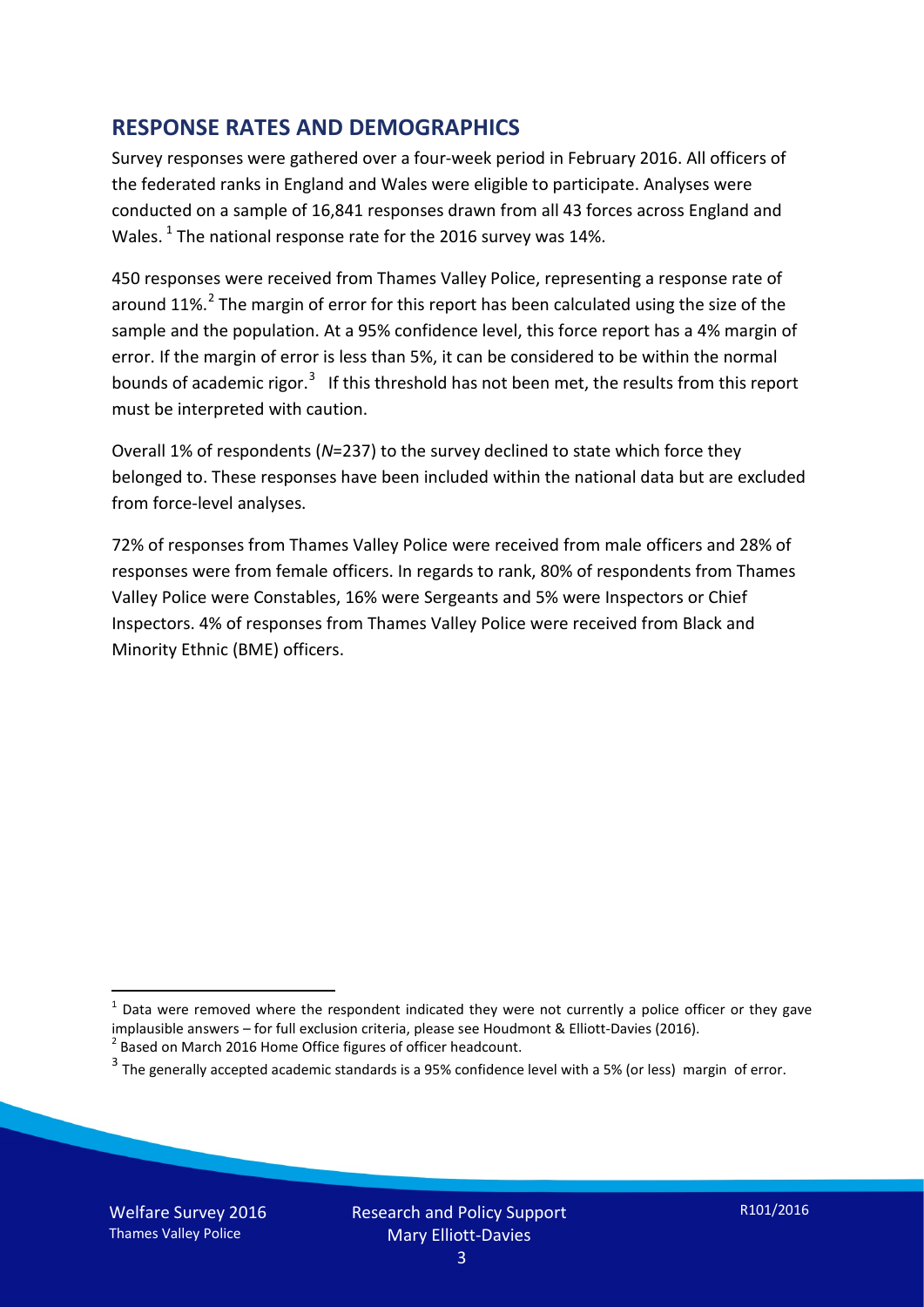## RESPONSE RATES AND DEMOGRAPHICS

Survey responses were gathered over a four-week period in February 2016. All officers of the federated ranks in England and Wales were eligible to participate. Analyses were conducted on a sample of 16,841 responses drawn from all 43 forces across England and Wales. [1] The national response rate for the 2016 survey was 14%.

450 responses were received from Thames Valley Police, representing a response rate of around 11%.[2] The margin of error for this report has been calculated using the size of the sample and the population. At a 95% confidence level, this force report has a 4% margin of error. If the margin of error is less than 5%, it can be considered to be within the normal bounds of academic rigor.[3] If this threshold has not been met, the results from this report must be interpreted with caution.

Overall 1% of respondents (*N*=237) to the survey declined to state which force they belonged to. These responses have been included within the national data but are excluded from force-level analyses.

72% of responses from Thames Valley Police were received from male officers and 28% of responses were from female officers. In regards to rank, 80% of respondents from Thames Valley Police were Constables, 16% were Sergeants and 5% were Inspectors or Chief Inspectors. 4% of responses from Thames Valley Police were received from Black and Minority Ethnic (BME) officers.

---

[1] Data were removed where the respondent indicated they were not currently a police officer or they gave implausible answers – for full exclusion criteria, please see Houdmont & Elliott-Davies (2016).

[2] Based on March 2016 Home Office figures of officer headcount.

[3] The generally accepted academic standards is a 95% confidence level with a 5% (or less) margin of error.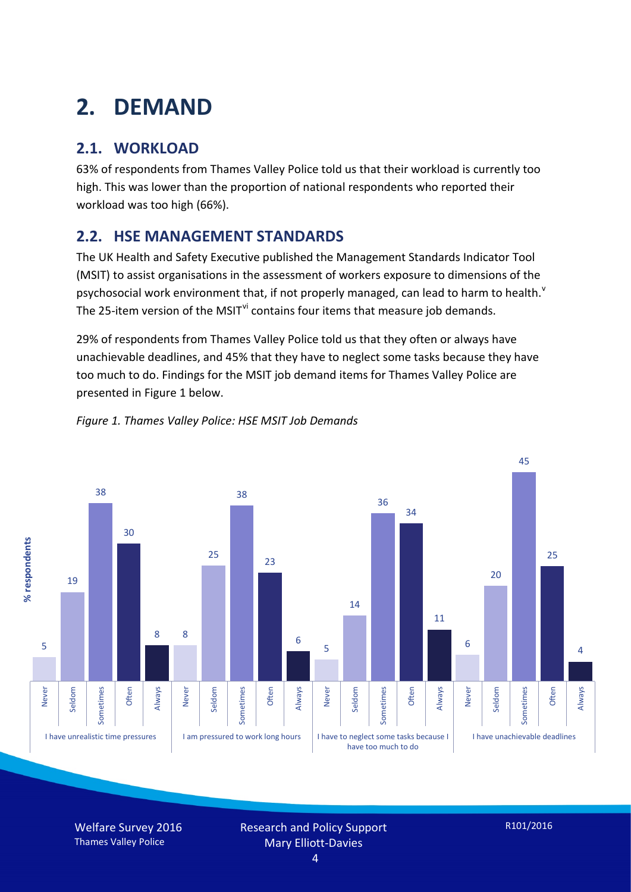# 2. DEMAND

## 2.1. WORKLOAD

63% of respondents from Thames Valley Police told us that their workload is currently too high. This was lower than the proportion of national respondents who reported their workload was too high (66%).

## 2.2. HSE MANAGEMENT STANDARDS

The UK Health and Safety Executive published the Management Standards Indicator Tool (MSIT) to assist organisations in the assessment of workers exposure to dimensions of the psychosocial work environment that, if not properly managed, can lead to harm to health.[v] The 25-item version of the MSIT[vi] contains four items that measure job demands.

29% of respondents from Thames Valley Police told us that they often or always have unachievable deadlines, and 45% that they have to neglect some tasks because they have too much to do. Findings for the MSIT job demand items for Thames Valley Police are presented in Figure 1 below.

*Figure 1. Thames Valley Police: HSE MSIT Job Demands*

| % respondents | Never | Seldom | Sometimes | Often | Always |
|---|---|---|---|---|---|
| I have unrealistic time pressures | 5 | 19 | 38 | 30 | 8 |
| I am pressured to work long hours | 8 | 25 | 38 | 23 | 6 |
| I have to neglect some tasks because I have too much to do | 5 | 14 | 36 | 34 | 11 |
| I have unachievable deadlines | 6 | 20 | 45 | 25 | 4 |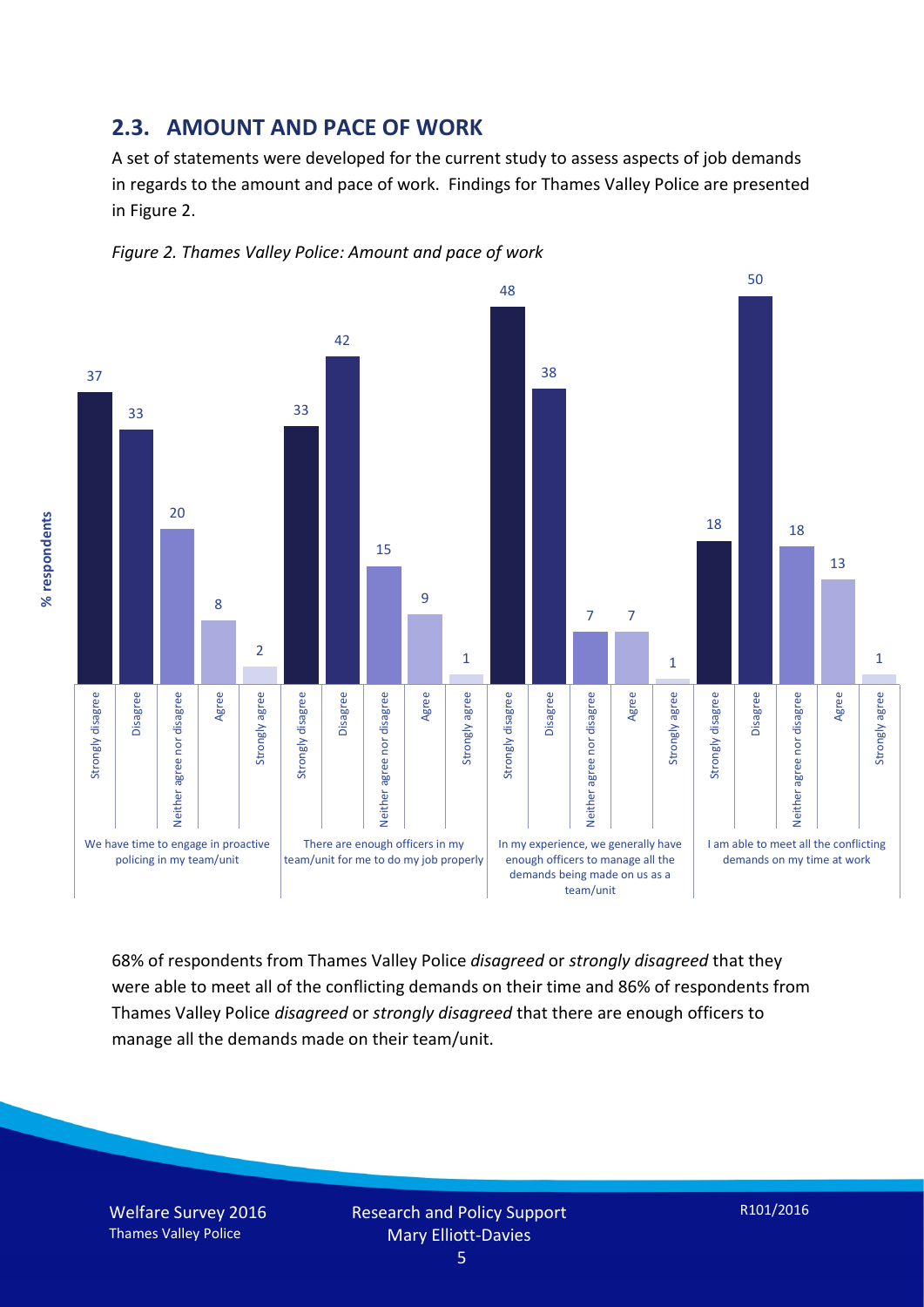## 2.3. AMOUNT AND PACE OF WORK

A set of statements were developed for the current study to assess aspects of job demands in regards to the amount and pace of work. Findings for Thames Valley Police are presented in Figure 2.

*Figure 2. Thames Valley Police: Amount and pace of work*

| % respondents | Strongly disagree | Disagree | Neither agree nor disagree | Agree | Strongly agree |
|---|---|---|---|---|---|
| We have time to engage in proactive policing in my team/unit | 37 | 33 | 20 | 8 | 2 |
| There are enough officers in my team/unit for me to do my job properly | 33 | 42 | 15 | 9 | 1 |
| In my experience, we generally have enough officers to manage all the demands being made on us as a team/unit | 48 | 38 | 7 | 7 | 1 |
| I am able to meet all the conflicting demands on my time at work | 18 | 50 | 18 | 13 | 1 |

68% of respondents from Thames Valley Police *disagreed* or *strongly disagreed* that they were able to meet all of the conflicting demands on their time and 86% of respondents from Thames Valley Police *disagreed* or *strongly disagreed* that there are enough officers to manage all the demands made on their team/unit.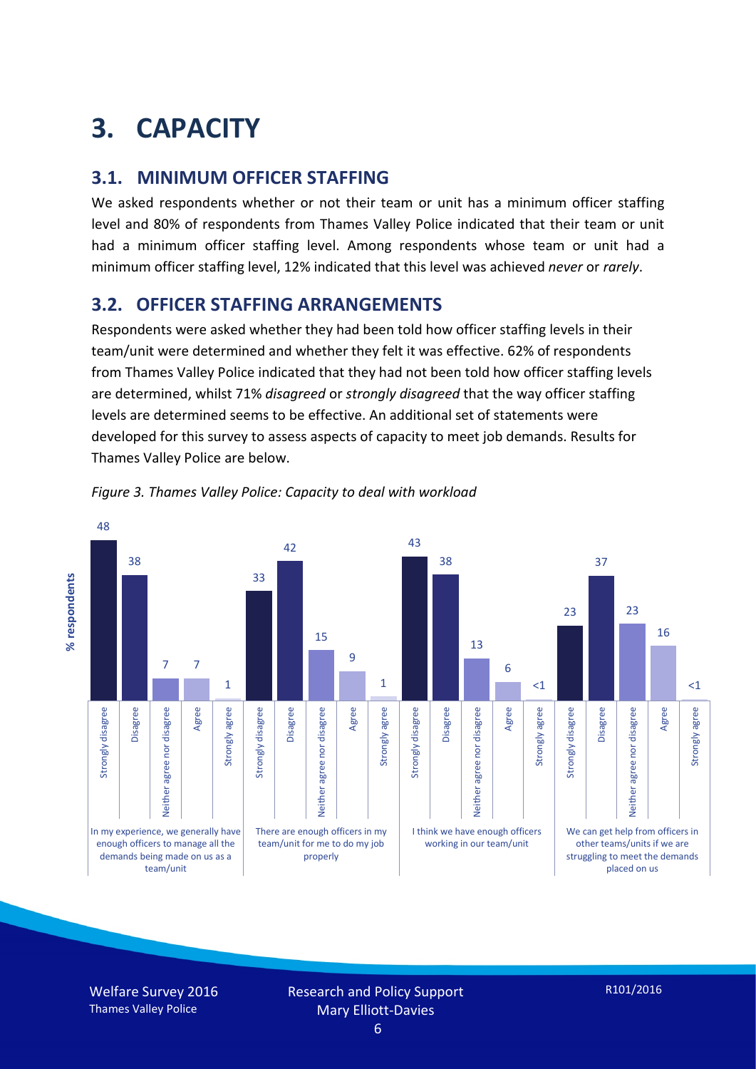# 3. CAPACITY

## 3.1. MINIMUM OFFICER STAFFING

We asked respondents whether or not their team or unit has a minimum officer staffing level and 80% of respondents from Thames Valley Police indicated that their team or unit had a minimum officer staffing level. Among respondents whose team or unit had a minimum officer staffing level, 12% indicated that this level was achieved *never* or *rarely*.

## 3.2. OFFICER STAFFING ARRANGEMENTS

Respondents were asked whether they had been told how officer staffing levels in their team/unit were determined and whether they felt it was effective. 62% of respondents from Thames Valley Police indicated that they had not been told how officer staffing levels are determined, whilst 71% *disagreed* or *strongly disagreed* that the way officer staffing levels are determined seems to be effective. An additional set of statements were developed for this survey to assess aspects of capacity to meet job demands. Results for Thames Valley Police are below.

*Figure 3. Thames Valley Police: Capacity to deal with workload*

| % respondents | Strongly disagree | Disagree | Neither agree nor disagree | Agree | Strongly agree |
|---|---|---|---|---|---|
| In my experience, we generally have enough officers to manage all the demands being made on us as a team/unit | 48 | 38 | 7 | 7 | 1 |
| There are enough officers in my team/unit for me to do my job properly | 33 | 42 | 15 | 9 | 1 |
| I think we have enough officers working in our team/unit | 43 | 38 | 13 | 6 | <1 |
| We can get help from officers in other teams/units if we are struggling to meet the demands placed on us | 23 | 37 | 23 | 16 | <1 |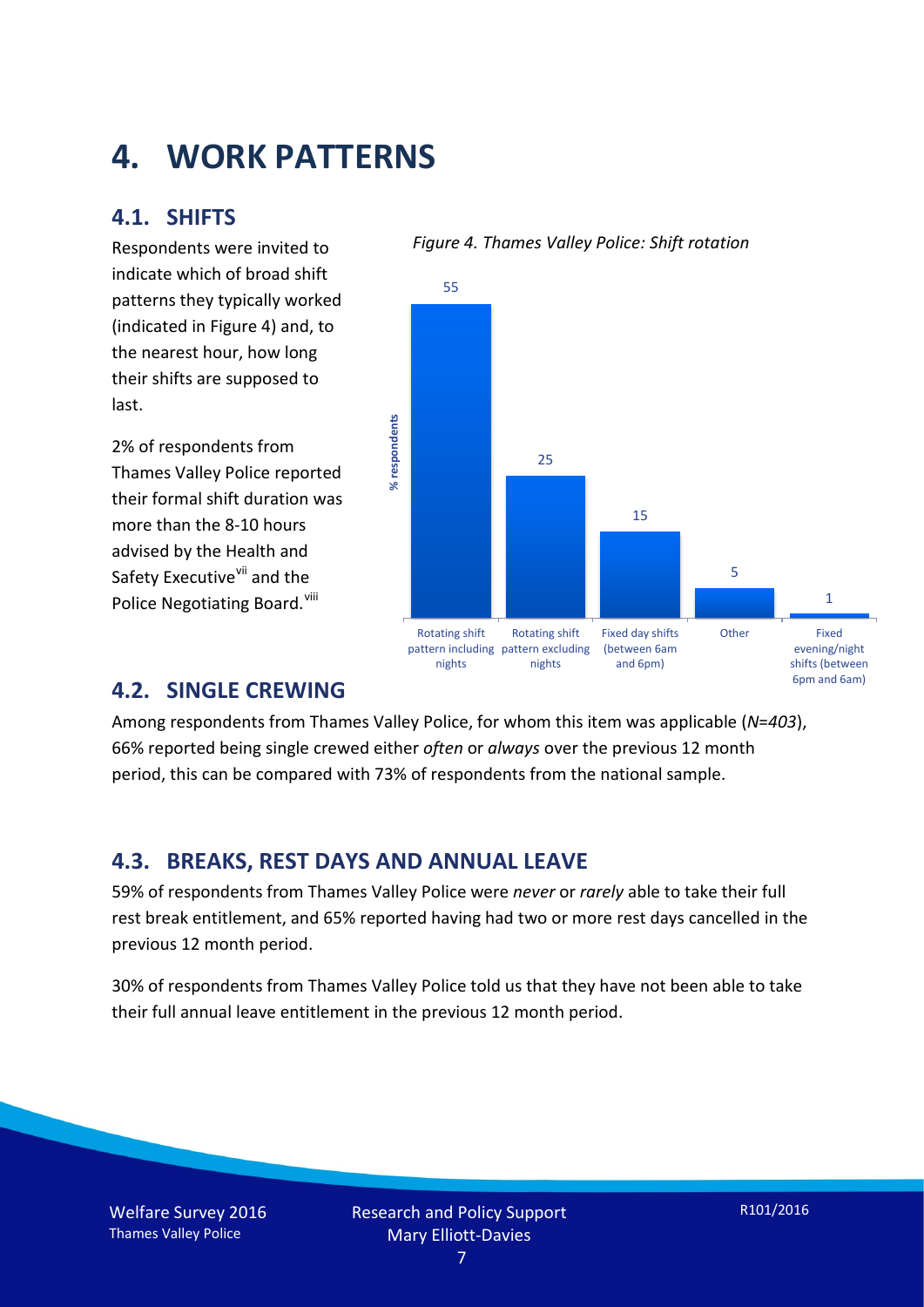# 4. WORK PATTERNS

## 4.1. SHIFTS

Respondents were invited to indicate which of broad shift patterns they typically worked (indicated in Figure 4) and, to the nearest hour, how long their shifts are supposed to last.

2% of respondents from Thames Valley Police reported their formal shift duration was more than the 8-10 hours advised by the Health and Safety Executive[vii] and the Police Negotiating Board.[viii]

*Figure 4. Thames Valley Police: Shift rotation*

| Shift pattern | % respondents |
|---|---|
| Rotating shift pattern including nights | 55 |
| Rotating shift pattern excluding nights | 25 |
| Fixed day shifts (between 6am and 6pm) | 15 |
| Other | 5 |
| Fixed evening/night shifts (between 6pm and 6am) | 1 |

## 4.2. SINGLE CREWING

Among respondents from Thames Valley Police, for whom this item was applicable (*N=403*), 66% reported being single crewed either *often* or *always* over the previous 12 month period, this can be compared with 73% of respondents from the national sample.

## 4.3. BREAKS, REST DAYS AND ANNUAL LEAVE

59% of respondents from Thames Valley Police were *never* or *rarely* able to take their full rest break entitlement, and 65% reported having had two or more rest days cancelled in the previous 12 month period.

30% of respondents from Thames Valley Police told us that they have not been able to take their full annual leave entitlement in the previous 12 month period.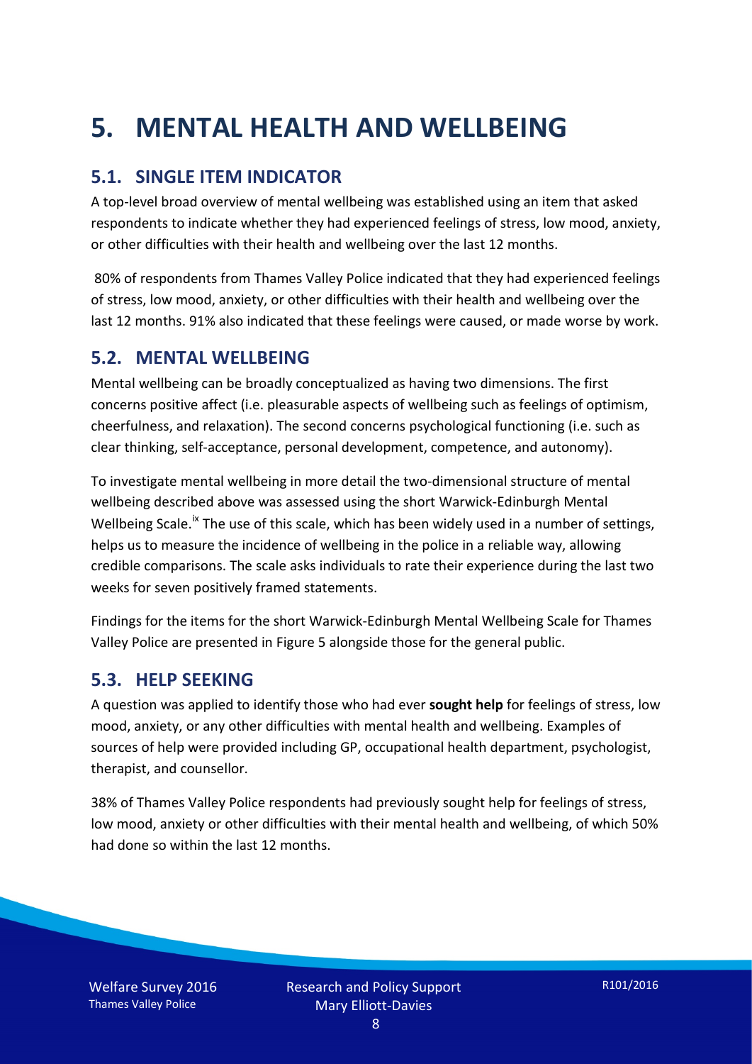# 5. MENTAL HEALTH AND WELLBEING

## 5.1. SINGLE ITEM INDICATOR

A top-level broad overview of mental wellbeing was established using an item that asked respondents to indicate whether they had experienced feelings of stress, low mood, anxiety, or other difficulties with their health and wellbeing over the last 12 months.

80% of respondents from Thames Valley Police indicated that they had experienced feelings of stress, low mood, anxiety, or other difficulties with their health and wellbeing over the last 12 months. 91% also indicated that these feelings were caused, or made worse by work.

## 5.2. MENTAL WELLBEING

Mental wellbeing can be broadly conceptualized as having two dimensions. The first concerns positive affect (i.e. pleasurable aspects of wellbeing such as feelings of optimism, cheerfulness, and relaxation). The second concerns psychological functioning (i.e. such as clear thinking, self-acceptance, personal development, competence, and autonomy).

To investigate mental wellbeing in more detail the two-dimensional structure of mental wellbeing described above was assessed using the short Warwick-Edinburgh Mental Wellbeing Scale.[ix] The use of this scale, which has been widely used in a number of settings, helps us to measure the incidence of wellbeing in the police in a reliable way, allowing credible comparisons. The scale asks individuals to rate their experience during the last two weeks for seven positively framed statements.

Findings for the items for the short Warwick-Edinburgh Mental Wellbeing Scale for Thames Valley Police are presented in Figure 5 alongside those for the general public.

## 5.3. HELP SEEKING

A question was applied to identify those who had ever **sought help** for feelings of stress, low mood, anxiety, or any other difficulties with mental health and wellbeing. Examples of sources of help were provided including GP, occupational health department, psychologist, therapist, and counsellor.

38% of Thames Valley Police respondents had previously sought help for feelings of stress, low mood, anxiety or other difficulties with their mental health and wellbeing, of which 50% had done so within the last 12 months.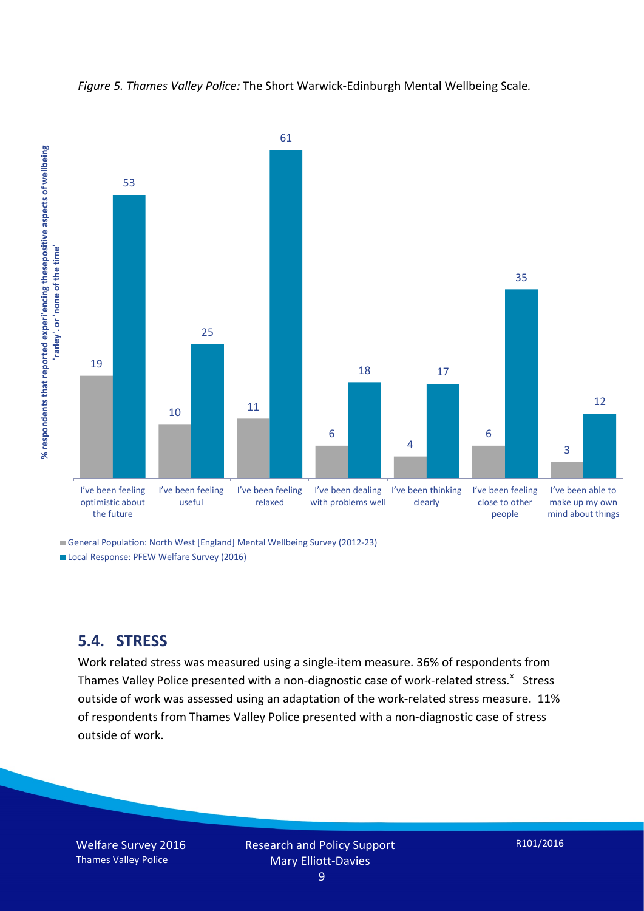*Figure 5. Thames Valley Police:* The Short Warwick-Edinburgh Mental Wellbeing Scale*.*

| % respondents that reported experi'encing thesepositive aspects of wellbeing 'rarley'. or 'none of the time' | General Population: North West [England] Mental Wellbeing Survey (2012-23) | Local Response: PFEW Welfare Survey (2016) |
|---|---|---|
| I've been feeling optimistic about the future | 19 | 53 |
| I've been feeling useful | 10 | 25 |
| I've been feeling relaxed | 11 | 61 |
| I've been dealing with problems well | 6 | 18 |
| I've been thinking clearly | 4 | 17 |
| I've been feeling close to other people | 6 | 35 |
| I've been able to make up my own mind about things | 3 | 12 |

## 5.4. STRESS

Work related stress was measured using a single-item measure. 36% of respondents from Thames Valley Police presented with a non-diagnostic case of work-related stress.[x] Stress outside of work was assessed using an adaptation of the work-related stress measure. 11% of respondents from Thames Valley Police presented with a non-diagnostic case of stress outside of work.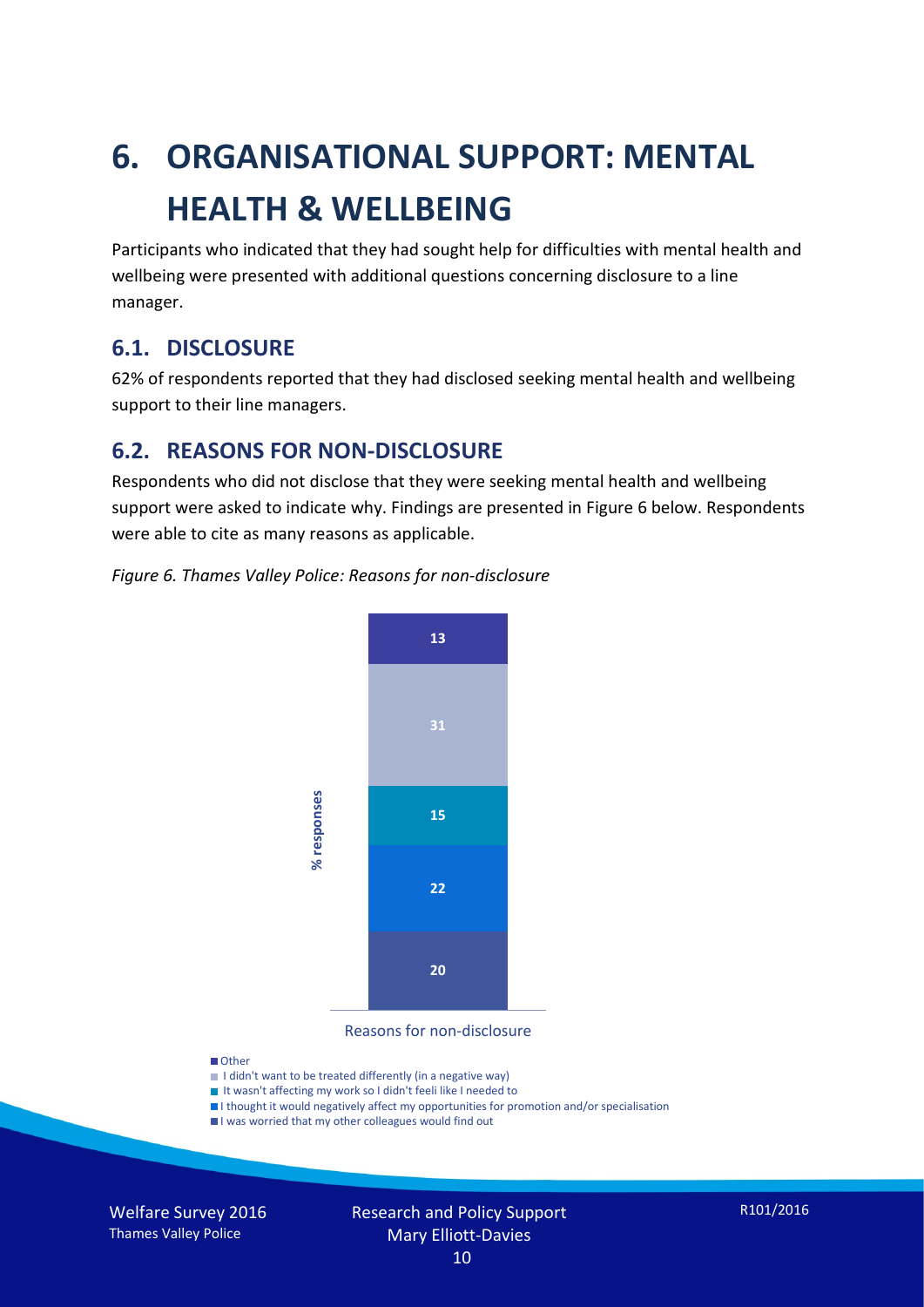# 6. ORGANISATIONAL SUPPORT: MENTAL HEALTH & WELLBEING

Participants who indicated that they had sought help for difficulties with mental health and wellbeing were presented with additional questions concerning disclosure to a line manager.

## 6.1. DISCLOSURE

62% of respondents reported that they had disclosed seeking mental health and wellbeing support to their line managers.

## 6.2. REASONS FOR NON-DISCLOSURE

Respondents who did not disclose that they were seeking mental health and wellbeing support were asked to indicate why. Findings are presented in Figure 6 below. Respondents were able to cite as many reasons as applicable.

*Figure 6. Thames Valley Police: Reasons for non-disclosure*

| Reasons for non-disclosure | % responses |
|---|---|
| Other | 13 |
| I didn't want to be treated differently (in a negative way) | 31 |
| It wasn't affecting my work so I didn't feeli like I needed to | 15 |
| I thought it would negatively affect my opportunities for promotion and/or specialisation | 22 |
| I was worried that my other colleagues would find out | 20 |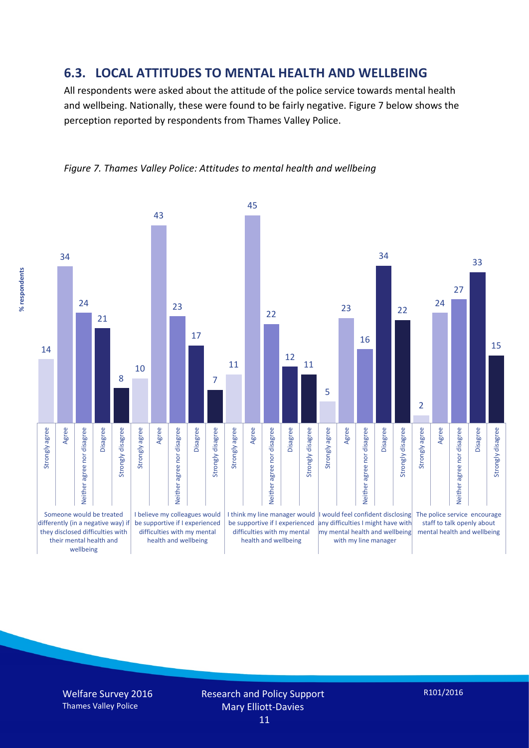## 6.3. LOCAL ATTITUDES TO MENTAL HEALTH AND WELLBEING

All respondents were asked about the attitude of the police service towards mental health and wellbeing. Nationally, these were found to be fairly negative. Figure 7 below shows the perception reported by respondents from Thames Valley Police.

*Figure 7. Thames Valley Police: Attitudes to mental health and wellbeing*

| % respondents | Strongly agree | Agree | Neither agree nor disagree | Disagree | Strongly disagree |
|---|---|---|---|---|---|
| Someone would be treated differently (in a negative way) if they disclosed difficulties with their mental health and wellbeing | 14 | 34 | 24 | 21 | 8 |
| I believe my colleagues would be supportive if I experienced difficulties with my mental health and wellbeing | 10 | 43 | 23 | 17 | 7 |
| I think my line manager would be supportive if I experienced difficulties with my mental health and wellbeing | 11 | 45 | 22 | 12 | 11 |
| I would feel confident disclosing any difficulties I might have with my mental health and wellbeing with my line manager | 5 | 23 | 16 | 34 | 22 |
| The police service encourage staff to talk openly about mental health and wellbeing | 2 | 24 | 27 | 33 | 15 |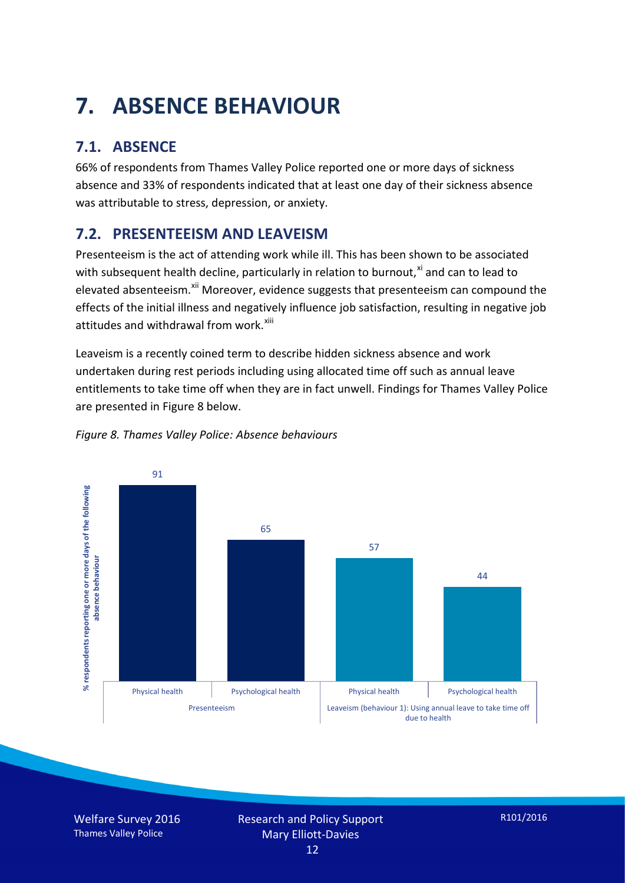# 7. ABSENCE BEHAVIOUR

## 7.1. ABSENCE

66% of respondents from Thames Valley Police reported one or more days of sickness absence and 33% of respondents indicated that at least one day of their sickness absence was attributable to stress, depression, or anxiety.

## 7.2. PRESENTEEISM AND LEAVEISM

Presenteeism is the act of attending work while ill. This has been shown to be associated with subsequent health decline, particularly in relation to burnout,[xi] and can to lead to elevated absenteeism.[xii] Moreover, evidence suggests that presenteeism can compound the effects of the initial illness and negatively influence job satisfaction, resulting in negative job attitudes and withdrawal from work.[xiii]

Leaveism is a recently coined term to describe hidden sickness absence and work undertaken during rest periods including using allocated time off such as annual leave entitlements to take time off when they are in fact unwell. Findings for Thames Valley Police are presented in Figure 8 below.

*Figure 8. Thames Valley Police: Absence behaviours*

| % respondents reporting one or more days of the following absence behaviour | Physical health | Psychological health |
|---|---|---|
| Presenteeism | 91 | 65 |
| Leaveism (behaviour 1): Using annual leave to take time off due to health | 57 | 44 |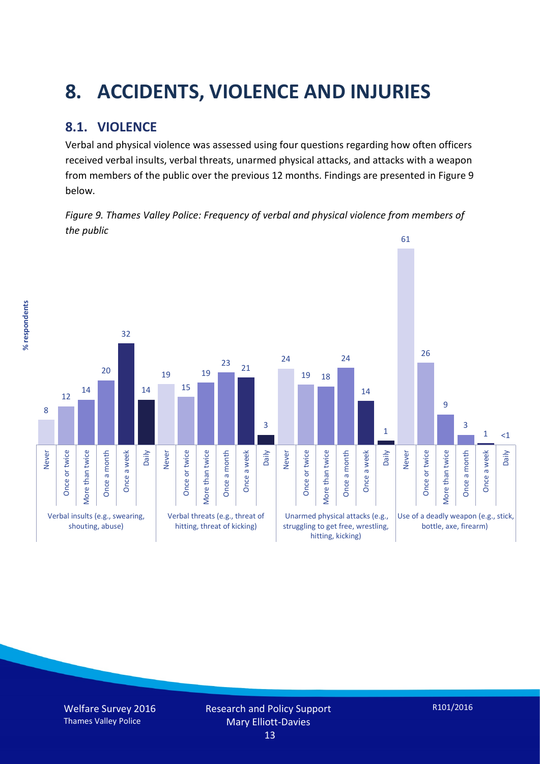# 8. ACCIDENTS, VIOLENCE AND INJURIES

## 8.1. VIOLENCE

Verbal and physical violence was assessed using four questions regarding how often officers received verbal insults, verbal threats, unarmed physical attacks, and attacks with a weapon from members of the public over the previous 12 months. Findings are presented in Figure 9 below.

*Figure 9. Thames Valley Police: Frequency of verbal and physical violence from members of the public*

| % respondents | Never | Once or twice | More than twice | Once a month | Once a week | Daily |
|---|---|---|---|---|---|---|
| Verbal insults (e.g., swearing, shouting, abuse) | 8 | 12 | 14 | 20 | 32 | 14 |
| Verbal threats (e.g., threat of hitting, threat of kicking) | 19 | 15 | 19 | 23 | 21 | 3 |
| Unarmed physical attacks (e.g., struggling to get free, wrestling, hitting, kicking) | 24 | 19 | 18 | 24 | 14 | 1 |
| Use of a deadly weapon (e.g., stick, bottle, axe, firearm) | 61 | 26 | 9 | 3 | 1 | <1 |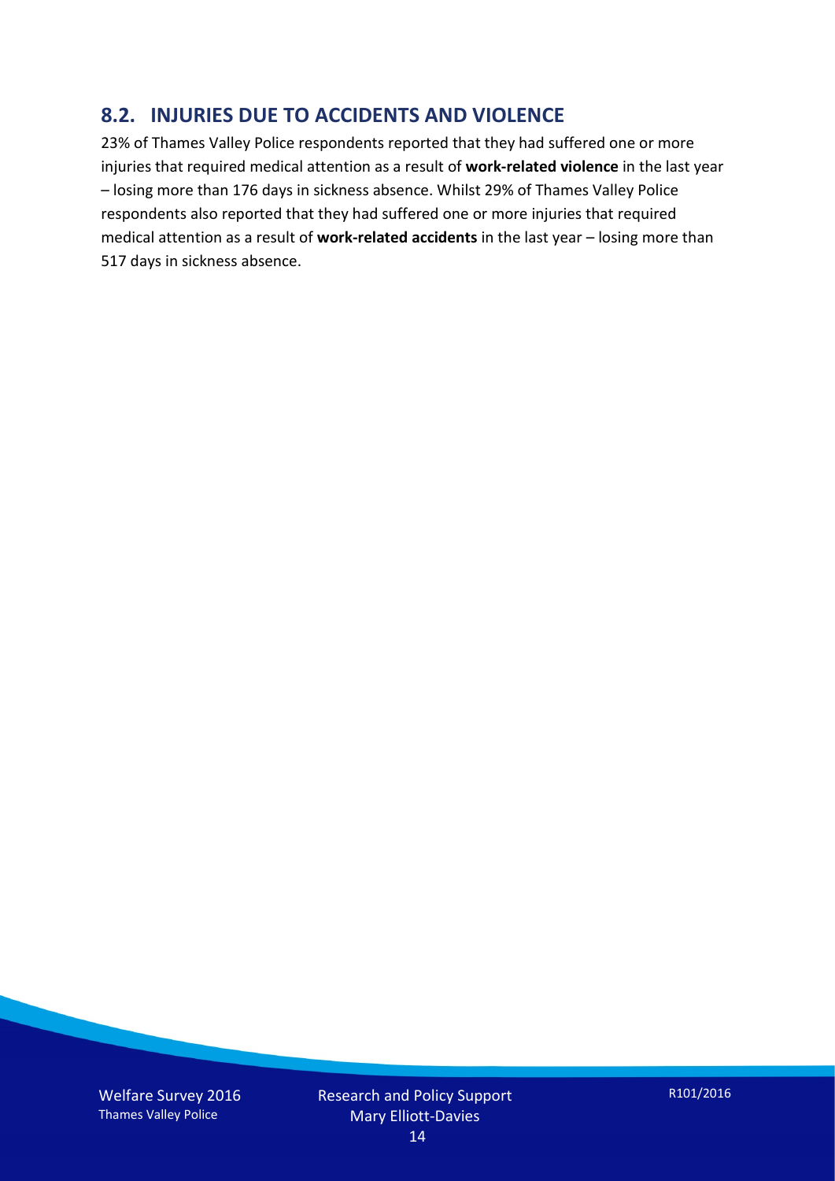## 8.2. INJURIES DUE TO ACCIDENTS AND VIOLENCE

23% of Thames Valley Police respondents reported that they had suffered one or more injuries that required medical attention as a result of **work-related violence** in the last year – losing more than 176 days in sickness absence. Whilst 29% of Thames Valley Police respondents also reported that they had suffered one or more injuries that required medical attention as a result of **work-related accidents** in the last year – losing more than 517 days in sickness absence.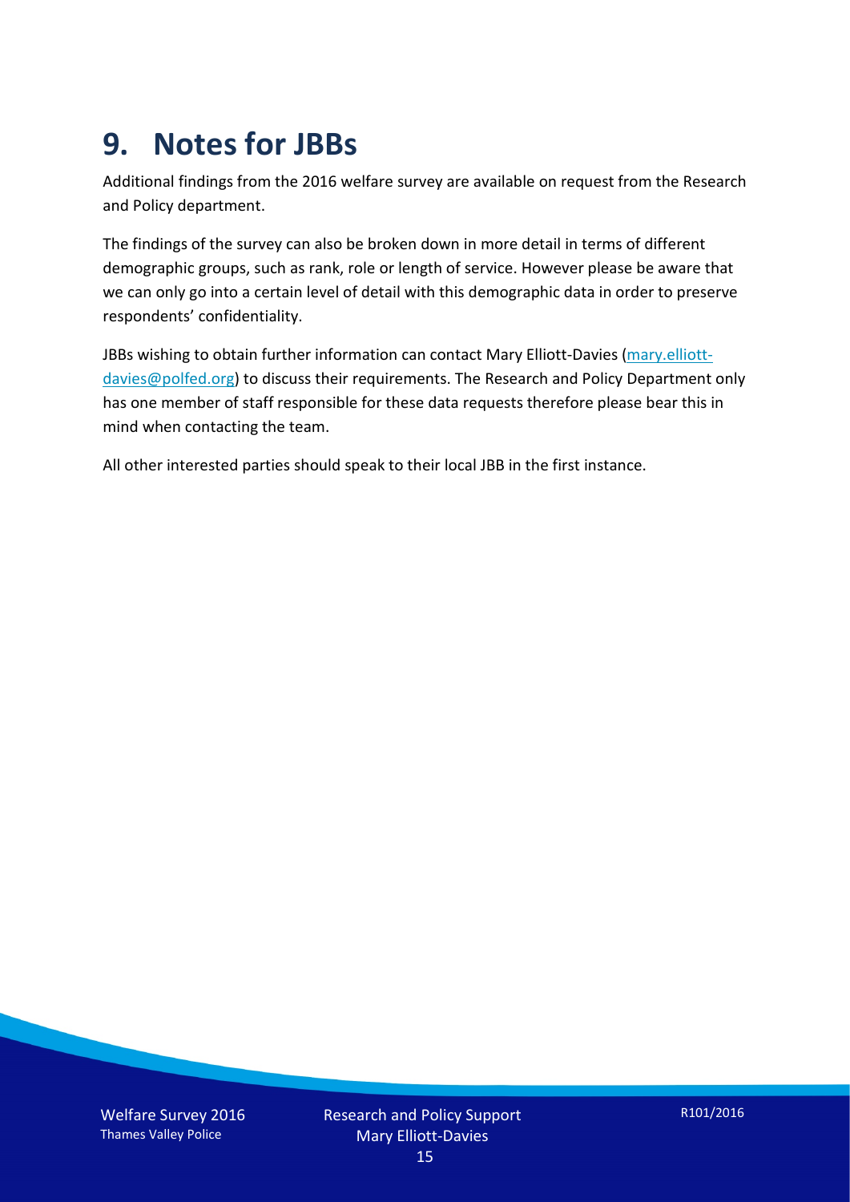# 9. Notes for JBBs

Additional findings from the 2016 welfare survey are available on request from the Research and Policy department.

The findings of the survey can also be broken down in more detail in terms of different demographic groups, such as rank, role or length of service. However please be aware that we can only go into a certain level of detail with this demographic data in order to preserve respondents' confidentiality.

JBBs wishing to obtain further information can contact Mary Elliott-Davies (mary.elliott-davies@polfed.org) to discuss their requirements. The Research and Policy Department only has one member of staff responsible for these data requests therefore please bear this in mind when contacting the team.

All other interested parties should speak to their local JBB in the first instance.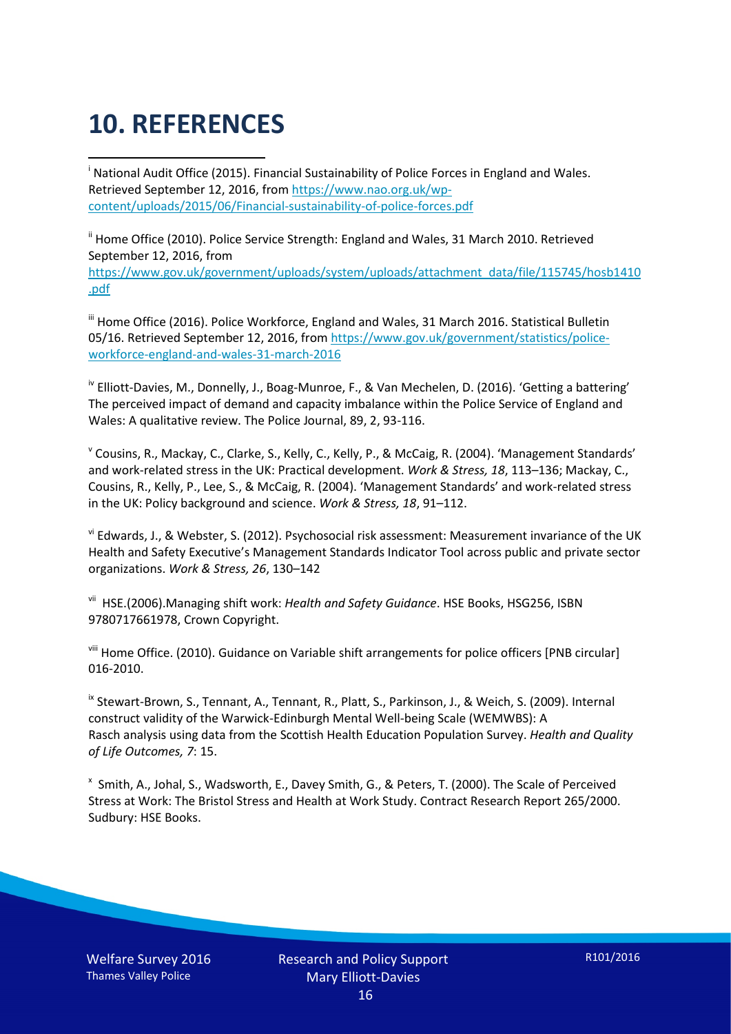# 10. REFERENCES

[i] National Audit Office (2015). Financial Sustainability of Police Forces in England and Wales. Retrieved September 12, 2016, from https://www.nao.org.uk/wp-content/uploads/2015/06/Financial-sustainability-of-police-forces.pdf

[ii] Home Office (2010). Police Service Strength: England and Wales, 31 March 2010. Retrieved September 12, 2016, from https://www.gov.uk/government/uploads/system/uploads/attachment_data/file/115745/hosb1410.pdf

[iii] Home Office (2016). Police Workforce, England and Wales, 31 March 2016. Statistical Bulletin 05/16. Retrieved September 12, 2016, from https://www.gov.uk/government/statistics/police-workforce-england-and-wales-31-march-2016

[iv] Elliott-Davies, M., Donnelly, J., Boag-Munroe, F., & Van Mechelen, D. (2016). 'Getting a battering' The perceived impact of demand and capacity imbalance within the Police Service of England and Wales: A qualitative review. The Police Journal, 89, 2, 93-116.

[v] Cousins, R., Mackay, C., Clarke, S., Kelly, C., Kelly, P., & McCaig, R. (2004). 'Management Standards' and work-related stress in the UK: Practical development. *Work & Stress, 18*, 113–136; Mackay, C., Cousins, R., Kelly, P., Lee, S., & McCaig, R. (2004). 'Management Standards' and work-related stress in the UK: Policy background and science. *Work & Stress, 18*, 91–112.

[vi] Edwards, J., & Webster, S. (2012). Psychosocial risk assessment: Measurement invariance of the UK Health and Safety Executive's Management Standards Indicator Tool across public and private sector organizations. *Work & Stress, 26*, 130–142

[vii] HSE.(2006).Managing shift work: *Health and Safety Guidance*. HSE Books, HSG256, ISBN 9780717661978, Crown Copyright.

[viii] Home Office. (2010). Guidance on Variable shift arrangements for police officers [PNB circular] 016-2010.

[ix] Stewart-Brown, S., Tennant, A., Tennant, R., Platt, S., Parkinson, J., & Weich, S. (2009). Internal construct validity of the Warwick-Edinburgh Mental Well-being Scale (WEMWBS): A Rasch analysis using data from the Scottish Health Education Population Survey. *Health and Quality of Life Outcomes, 7*: 15.

[x] Smith, A., Johal, S., Wadsworth, E., Davey Smith, G., & Peters, T. (2000). The Scale of Perceived Stress at Work: The Bristol Stress and Health at Work Study. Contract Research Report 265/2000. Sudbury: HSE Books.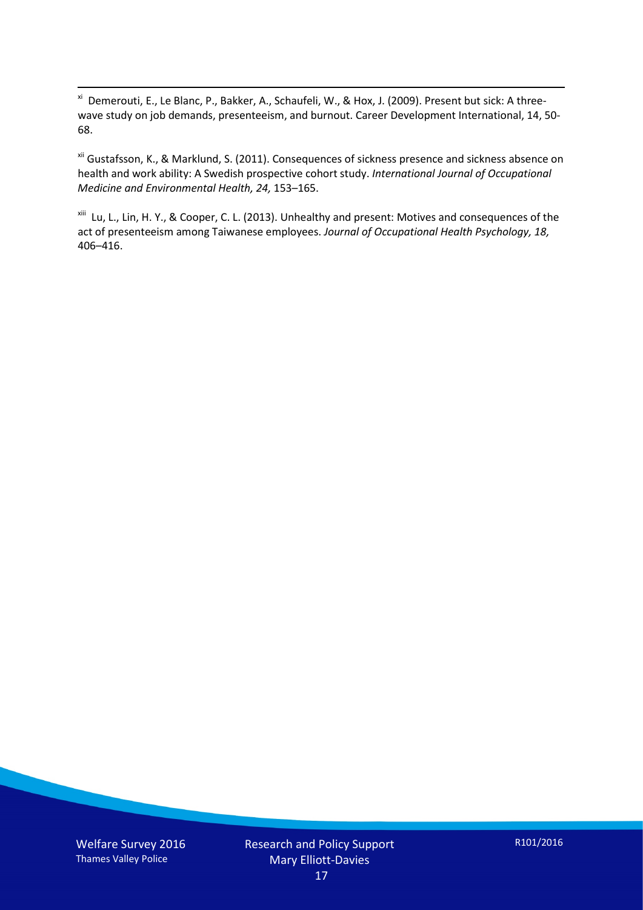[xi] Demerouti, E., Le Blanc, P., Bakker, A., Schaufeli, W., & Hox, J. (2009). Present but sick: A three-wave study on job demands, presenteeism, and burnout. Career Development International, 14, 50-68.

[xii] Gustafsson, K., & Marklund, S. (2011). Consequences of sickness presence and sickness absence on health and work ability: A Swedish prospective cohort study. *International Journal of Occupational Medicine and Environmental Health, 24,* 153–165.

[xiii] Lu, L., Lin, H. Y., & Cooper, C. L. (2013). Unhealthy and present: Motives and consequences of the act of presenteeism among Taiwanese employees. *Journal of Occupational Health Psychology, 18,* 406–416.